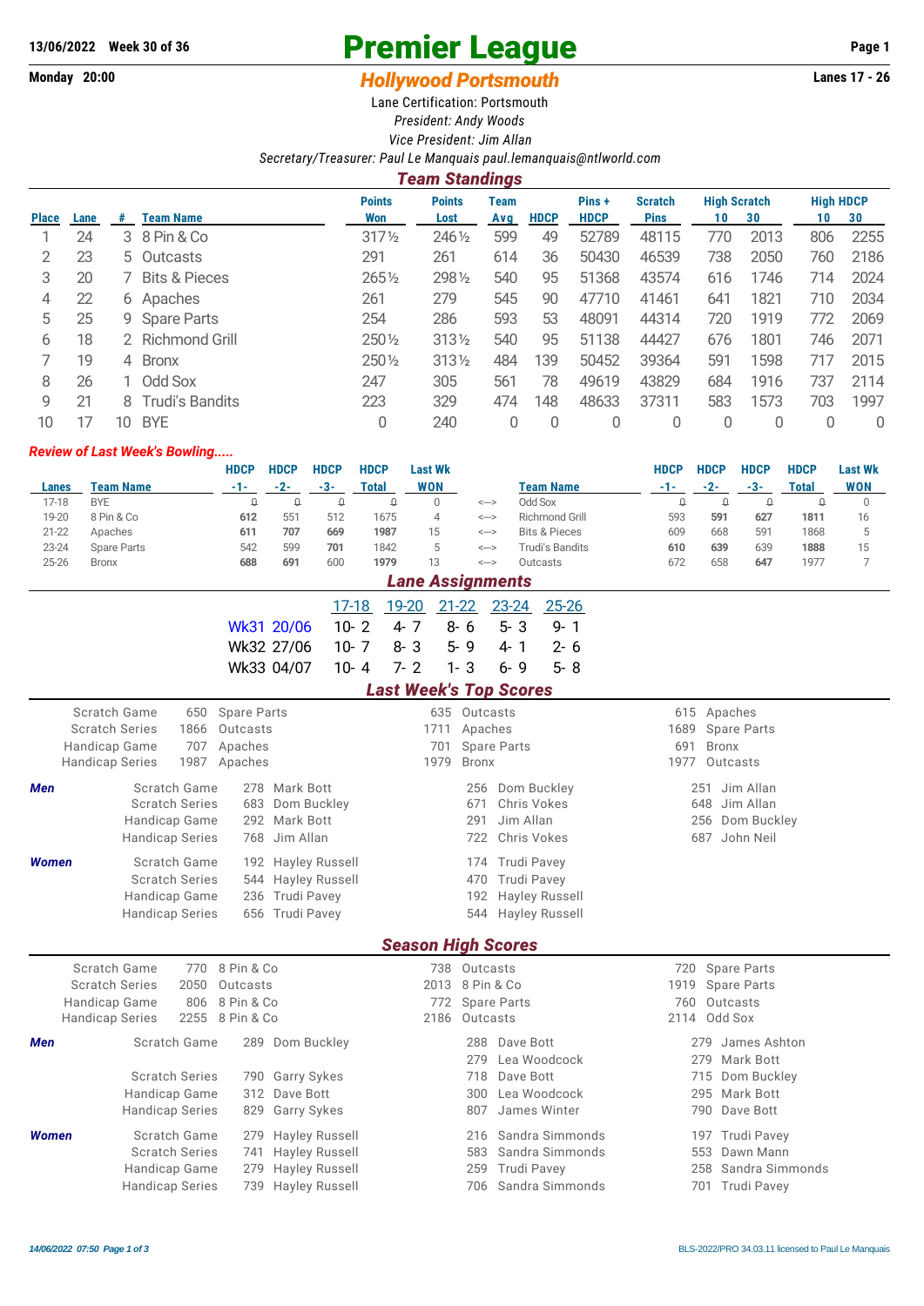13/06/2022 Week 30 of 36

# Premier League

Monday 20:00

## *Hollywood Portsmouth*

Lanes 17 - 26

Lane Certification: Portsmouth

*President: Andy Woods*

*Vice President: Jim Allan*

*Secretary/Treasurer: Paul Le Manquais paul.lemanquais@ntlworld.com*

### *Team Standings*

| Place | Lane | # | Team Name | Points Won | Points Lost | Team Avg | HDCP | Pins + HDCP | Scratch Pins | High Scratch 10 | High Scratch 30 | High HDCP 10 | High HDCP 30 |
|---|---|---|---|---|---|---|---|---|---|---|---|---|---|
| 1 | 24 | 3 | 8 Pin & Co | 317½ | 246½ | 599 | 49 | 52789 | 48115 | 770 | 2013 | 806 | 2255 |
| 2 | 23 | 5 | Outcasts | 291 | 261 | 614 | 36 | 50430 | 46539 | 738 | 2050 | 760 | 2186 |
| 3 | 20 | 7 | Bits & Pieces | 265½ | 298½ | 540 | 95 | 51368 | 43574 | 616 | 1746 | 714 | 2024 |
| 4 | 22 | 6 | Apaches | 261 | 279 | 545 | 90 | 47710 | 41461 | 641 | 1821 | 710 | 2034 |
| 5 | 25 | 9 | Spare Parts | 254 | 286 | 593 | 53 | 48091 | 44314 | 720 | 1919 | 772 | 2069 |
| 6 | 18 | 2 | Richmond Grill | 250½ | 313½ | 540 | 95 | 51138 | 44427 | 676 | 1801 | 746 | 2071 |
| 7 | 19 | 4 | Bronx | 250½ | 313½ | 484 | 139 | 50452 | 39364 | 591 | 1598 | 717 | 2015 |
| 8 | 26 | 1 | Odd Sox | 247 | 305 | 561 | 78 | 49619 | 43829 | 684 | 1916 | 737 | 2114 |
| 9 | 21 | 8 | Trudi's Bandits | 223 | 329 | 474 | 148 | 48633 | 37311 | 583 | 1573 | 703 | 1997 |
| 10 | 17 | 10 | BYE | 0 | 240 | 0 | 0 | 0 | 0 | 0 | 0 | 0 | 0 |

### *Review of Last Week's Bowling.....*

| Lanes | Team Name | HDCP -1- | HDCP -2- | HDCP -3- | HDCP Total | Last Wk WON | | Team Name | HDCP -1- | HDCP -2- | HDCP -3- | HDCP Total | Last Wk WON |
|---|---|---|---|---|---|---|---|---|---|---|---|---|---|
| 17-18 | BYE | 0 | 0 | 0 | 0 | 0 | <--> | Odd Sox | 0 | 0 | 0 | 0 | 0 |
| 19-20 | 8 Pin & Co | **612** | 551 | 512 | 1675 | 4 | <--> | Richmond Grill | 593 | **591** | **627** | **1811** | 16 |
| 21-22 | Apaches | **611** | **707** | **669** | **1987** | 15 | <--> | Bits & Pieces | 609 | 668 | 591 | 1868 | 5 |
| 23-24 | Spare Parts | 542 | 599 | **701** | 1842 | 5 | <--> | Trudi's Bandits | **610** | **639** | 639 | **1888** | 15 |
| 25-26 | Bronx | **688** | **691** | 600 | **1979** | 13 | <--> | Outcasts | 672 | 658 | **647** | 1977 | 7 |

### *Lane Assignments*

| | 17-18 | 19-20 | 21-22 | 23-24 | 25-26 |
|---|---|---|---|---|---|
| Wk31 20/06 | 10- 2 | 4- 7 | 8- 6 | 5- 3 | 9- 1 |
| Wk32 27/06 | 10- 7 | 8- 3 | 5- 9 | 4- 1 | 2- 6 |
| Wk33 04/07 | 10- 4 | 7- 2 | 1- 3 | 6- 9 | 5- 8 |

### *Last Week's Top Scores*

| | | | | |
|---|---|---|---|---|
| | Scratch Game | 650 Spare Parts | 635 Outcasts | 615 Apaches |
| | Scratch Series | 1866 Outcasts | 1711 Apaches | 1689 Spare Parts |
| | Handicap Game | 707 Apaches | 701 Spare Parts | 691 Bronx |
| | Handicap Series | 1987 Apaches | 1979 Bronx | 1977 Outcasts |
| ***Men*** | Scratch Game | 278 Mark Bott | 256 Dom Buckley | 251 Jim Allan |
| | Scratch Series | 683 Dom Buckley | 671 Chris Vokes | 648 Jim Allan |
| | Handicap Game | 292 Mark Bott | 291 Jim Allan | 256 Dom Buckley |
| | Handicap Series | 768 Jim Allan | 722 Chris Vokes | 687 John Neil |
| ***Women*** | Scratch Game | 192 Hayley Russell | 174 Trudi Pavey | |
| | Scratch Series | 544 Hayley Russell | 470 Trudi Pavey | |
| | Handicap Game | 236 Trudi Pavey | 192 Hayley Russell | |
| | Handicap Series | 656 Trudi Pavey | 544 Hayley Russell | |

### *Season High Scores*

| | | | | |
|---|---|---|---|---|
| | Scratch Game | 770 8 Pin & Co | 738 Outcasts | 720 Spare Parts |
| | Scratch Series | 2050 Outcasts | 2013 8 Pin & Co | 1919 Spare Parts |
| | Handicap Game | 806 8 Pin & Co | 772 Spare Parts | 760 Outcasts |
| | Handicap Series | 2255 8 Pin & Co | 2186 Outcasts | 2114 Odd Sox |
| ***Men*** | Scratch Game | 289 Dom Buckley | 288 Dave Bott | 279 James Ashton |
| | | | 279 Lea Woodcock | 279 Mark Bott |
| | Scratch Series | 790 Garry Sykes | 718 Dave Bott | 715 Dom Buckley |
| | Handicap Game | 312 Dave Bott | 300 Lea Woodcock | 295 Mark Bott |
| | Handicap Series | 829 Garry Sykes | 807 James Winter | 790 Dave Bott |
| ***Women*** | Scratch Game | 279 Hayley Russell | 216 Sandra Simmonds | 197 Trudi Pavey |
| | Scratch Series | 741 Hayley Russell | 583 Sandra Simmonds | 553 Dawn Mann |
| | Handicap Game | 279 Hayley Russell | 259 Trudi Pavey | 258 Sandra Simmonds |
| | Handicap Series | 739 Hayley Russell | 706 Sandra Simmonds | 701 Trudi Pavey |

*14/06/2022 07:50* BLS-2022/PRO 34.03.11 licensed to Paul Le Manquais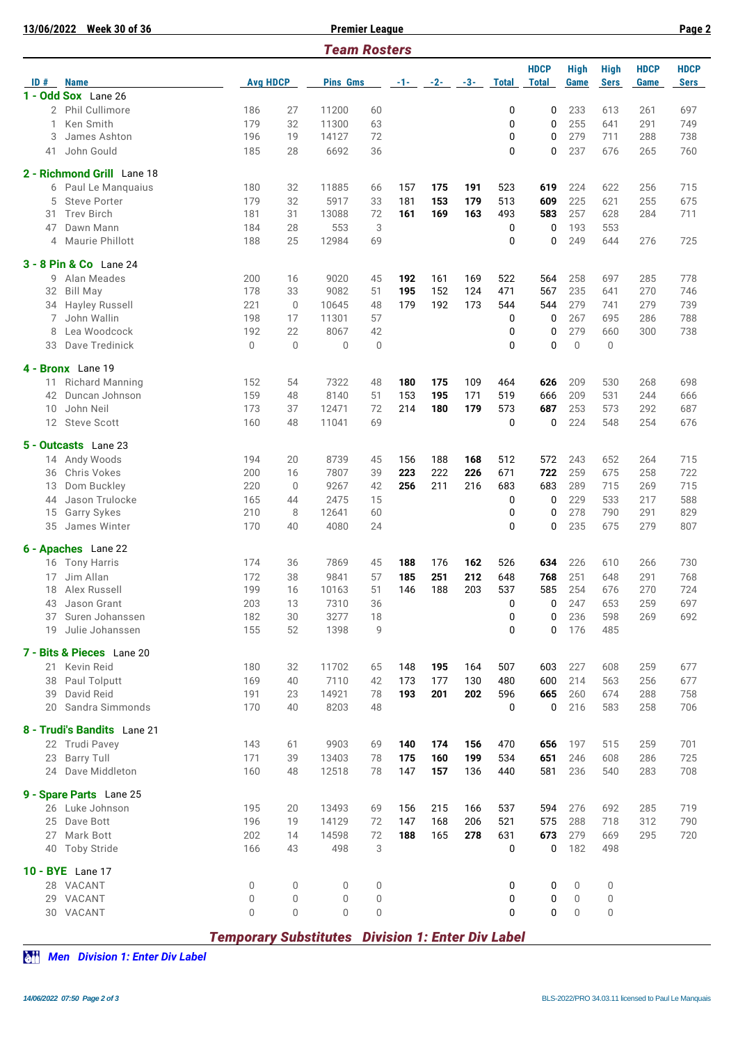## Premier League

### Team Rosters

| ID # | Name | Avg | HDCP | Pins | Gms | -1- | -2- | -3- | Total | HDCP Total | High Game | High Sers | HDCP Game | HDCP Sers |
|---|---|---|---|---|---|---|---|---|---|---|---|---|---|---|
| **1 - Odd Sox** Lane 26 | | | | | | | | | | | | | | |
| 2 | Phil Cullimore | 186 | 27 | 11200 | 60 | | | | 0 | 0 | 233 | 613 | 261 | 697 |
| 1 | Ken Smith | 179 | 32 | 11300 | 63 | | | | 0 | 0 | 255 | 641 | 291 | 749 |
| 3 | James Ashton | 196 | 19 | 14127 | 72 | | | | 0 | 0 | 279 | 711 | 288 | 738 |
| 41 | John Gould | 185 | 28 | 6692 | 36 | | | | 0 | 0 | 237 | 676 | 265 | 760 |
| **2 - Richmond Grill** Lane 18 | | | | | | | | | | | | | | |
| 6 | Paul Le Manquaius | 180 | 32 | 11885 | 66 | 157 | 175 | 191 | 523 | 619 | 224 | 622 | 256 | 715 |
| 5 | Steve Porter | 179 | 32 | 5917 | 33 | 181 | 153 | 179 | 513 | 609 | 225 | 621 | 255 | 675 |
| 31 | Trev Birch | 181 | 31 | 13088 | 72 | 161 | 169 | 163 | 493 | 583 | 257 | 628 | 284 | 711 |
| 47 | Dawn Mann | 184 | 28 | 553 | 3 | | | | 0 | 0 | 193 | 553 | | |
| 4 | Maurie Phillott | 188 | 25 | 12984 | 69 | | | | 0 | 0 | 249 | 644 | 276 | 725 |
| **3 - 8 Pin & Co** Lane 24 | | | | | | | | | | | | | | |
| 9 | Alan Meades | 200 | 16 | 9020 | 45 | 192 | 161 | 169 | 522 | 564 | 258 | 697 | 285 | 778 |
| 32 | Bill May | 178 | 33 | 9082 | 51 | 195 | 152 | 124 | 471 | 567 | 235 | 641 | 270 | 746 |
| 34 | Hayley Russell | 221 | 0 | 10645 | 48 | 179 | 192 | 173 | 544 | 544 | 279 | 741 | 279 | 739 |
| 7 | John Wallin | 198 | 17 | 11301 | 57 | | | | 0 | 0 | 267 | 695 | 286 | 788 |
| 8 | Lea Woodcock | 192 | 22 | 8067 | 42 | | | | 0 | 0 | 279 | 660 | 300 | 738 |
| 33 | Dave Tredinick | 0 | 0 | 0 | 0 | | | | 0 | 0 | 0 | 0 | | |
| **4 - Bronx** Lane 19 | | | | | | | | | | | | | | |
| 11 | Richard Manning | 152 | 54 | 7322 | 48 | 180 | 175 | 109 | 464 | 626 | 209 | 530 | 268 | 698 |
| 42 | Duncan Johnson | 159 | 48 | 8140 | 51 | 153 | 195 | 171 | 519 | 666 | 209 | 531 | 244 | 666 |
| 10 | John Neil | 173 | 37 | 12471 | 72 | 214 | 180 | 179 | 573 | 687 | 253 | 573 | 292 | 687 |
| 12 | Steve Scott | 160 | 48 | 11041 | 69 | | | | 0 | 0 | 224 | 548 | 254 | 676 |
| **5 - Outcasts** Lane 23 | | | | | | | | | | | | | | |
| 14 | Andy Woods | 194 | 20 | 8739 | 45 | 156 | 188 | 168 | 512 | 572 | 243 | 652 | 264 | 715 |
| 36 | Chris Vokes | 200 | 16 | 7807 | 39 | 223 | 222 | 226 | 671 | 722 | 259 | 675 | 258 | 722 |
| 13 | Dom Buckley | 220 | 0 | 9267 | 42 | 256 | 211 | 216 | 683 | 683 | 289 | 715 | 269 | 715 |
| 44 | Jason Trulocke | 165 | 44 | 2475 | 15 | | | | 0 | 0 | 229 | 533 | 217 | 588 |
| 15 | Garry Sykes | 210 | 8 | 12641 | 60 | | | | 0 | 0 | 278 | 790 | 291 | 829 |
| 35 | James Winter | 170 | 40 | 4080 | 24 | | | | 0 | 0 | 235 | 675 | 279 | 807 |
| **6 - Apaches** Lane 22 | | | | | | | | | | | | | | |
| 16 | Tony Harris | 174 | 36 | 7869 | 45 | 188 | 176 | 162 | 526 | 634 | 226 | 610 | 266 | 730 |
| 17 | Jim Allan | 172 | 38 | 9841 | 57 | 185 | 251 | 212 | 648 | 768 | 251 | 648 | 291 | 768 |
| 18 | Alex Russell | 199 | 16 | 10163 | 51 | 146 | 188 | 203 | 537 | 585 | 254 | 676 | 270 | 724 |
| 43 | Jason Grant | 203 | 13 | 7310 | 36 | | | | 0 | 0 | 247 | 653 | 259 | 697 |
| 37 | Suren Johanssen | 182 | 30 | 3277 | 18 | | | | 0 | 0 | 236 | 598 | 269 | 692 |
| 19 | Julie Johanssen | 155 | 52 | 1398 | 9 | | | | 0 | 0 | 176 | 485 | | |
| **7 - Bits & Pieces** Lane 20 | | | | | | | | | | | | | | |
| 21 | Kevin Reid | 180 | 32 | 11702 | 65 | 148 | 195 | 164 | 507 | 603 | 227 | 608 | 259 | 677 |
| 38 | Paul Tolputt | 169 | 40 | 7110 | 42 | 173 | 177 | 130 | 480 | 600 | 214 | 563 | 256 | 677 |
| 39 | David Reid | 191 | 23 | 14921 | 78 | 193 | 201 | 202 | 596 | 665 | 260 | 674 | 288 | 758 |
| 20 | Sandra Simmonds | 170 | 40 | 8203 | 48 | | | | 0 | 0 | 216 | 583 | 258 | 706 |
| **8 - Trudi's Bandits** Lane 21 | | | | | | | | | | | | | | |
| 22 | Trudi Pavey | 143 | 61 | 9903 | 69 | 140 | 174 | 156 | 470 | 656 | 197 | 515 | 259 | 701 |
| 23 | Barry Tull | 171 | 39 | 13403 | 78 | 175 | 160 | 199 | 534 | 651 | 246 | 608 | 286 | 725 |
| 24 | Dave Middleton | 160 | 48 | 12518 | 78 | 147 | 157 | 136 | 440 | 581 | 236 | 540 | 283 | 708 |
| **9 - Spare Parts** Lane 25 | | | | | | | | | | | | | | |
| 26 | Luke Johnson | 195 | 20 | 13493 | 69 | 156 | 215 | 166 | 537 | 594 | 276 | 692 | 285 | 719 |
| 25 | Dave Bott | 196 | 19 | 14129 | 72 | 147 | 168 | 206 | 521 | 575 | 288 | 718 | 312 | 790 |
| 27 | Mark Bott | 202 | 14 | 14598 | 72 | 188 | 165 | 278 | 631 | 673 | 279 | 669 | 295 | 720 |
| 40 | Toby Stride | 166 | 43 | 498 | 3 | | | | 0 | 0 | 182 | 498 | | |
| **10 - BYE** Lane 17 | | | | | | | | | | | | | | |
| 28 | VACANT | 0 | 0 | 0 | 0 | | | | 0 | 0 | 0 | 0 | | |
| 29 | VACANT | 0 | 0 | 0 | 0 | | | | 0 | 0 | 0 | 0 | | |
| 30 | VACANT | 0 | 0 | 0 | 0 | | | | 0 | 0 | 0 | 0 | | |

### *Temporary Substitutes Division 1: Enter Div Label*

*Men Division 1: Enter Div Label*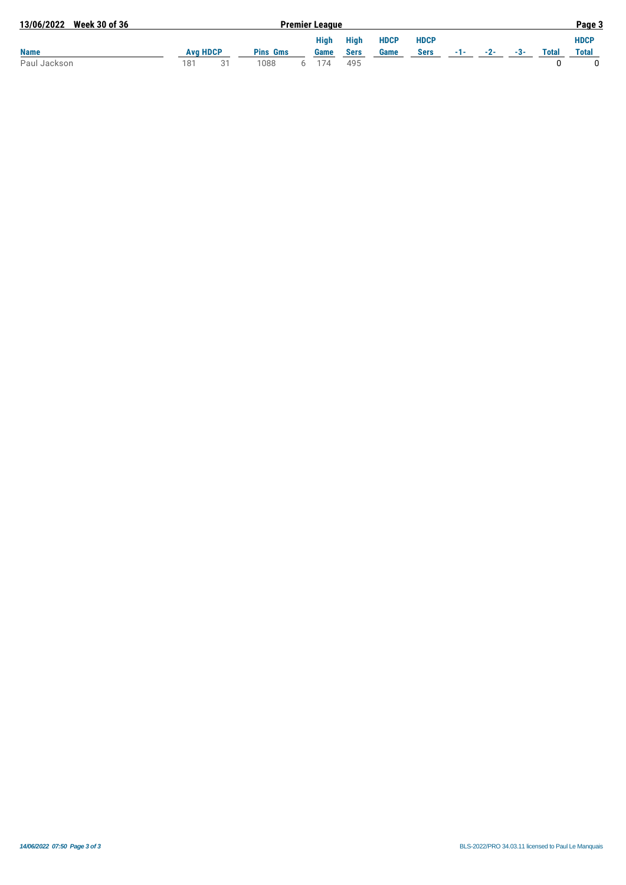**13/06/2022 Week 30 of 36** **Premier League**

| Name | Avg | HDCP | Pins | Gms | High Game | High Sers | HDCP Game | HDCP Sers | -1- | -2- | -3- | Total | HDCP Total |
|---|---|---|---|---|---|---|---|---|---|---|---|---|---|
| Paul Jackson | 181 | 31 | 1088 | 6 | 174 | 495 | | | | | | 0 | 0 |

*14/06/2022 07:50*

BLS-2022/PRO 34.03.11 licensed to Paul Le Manquais